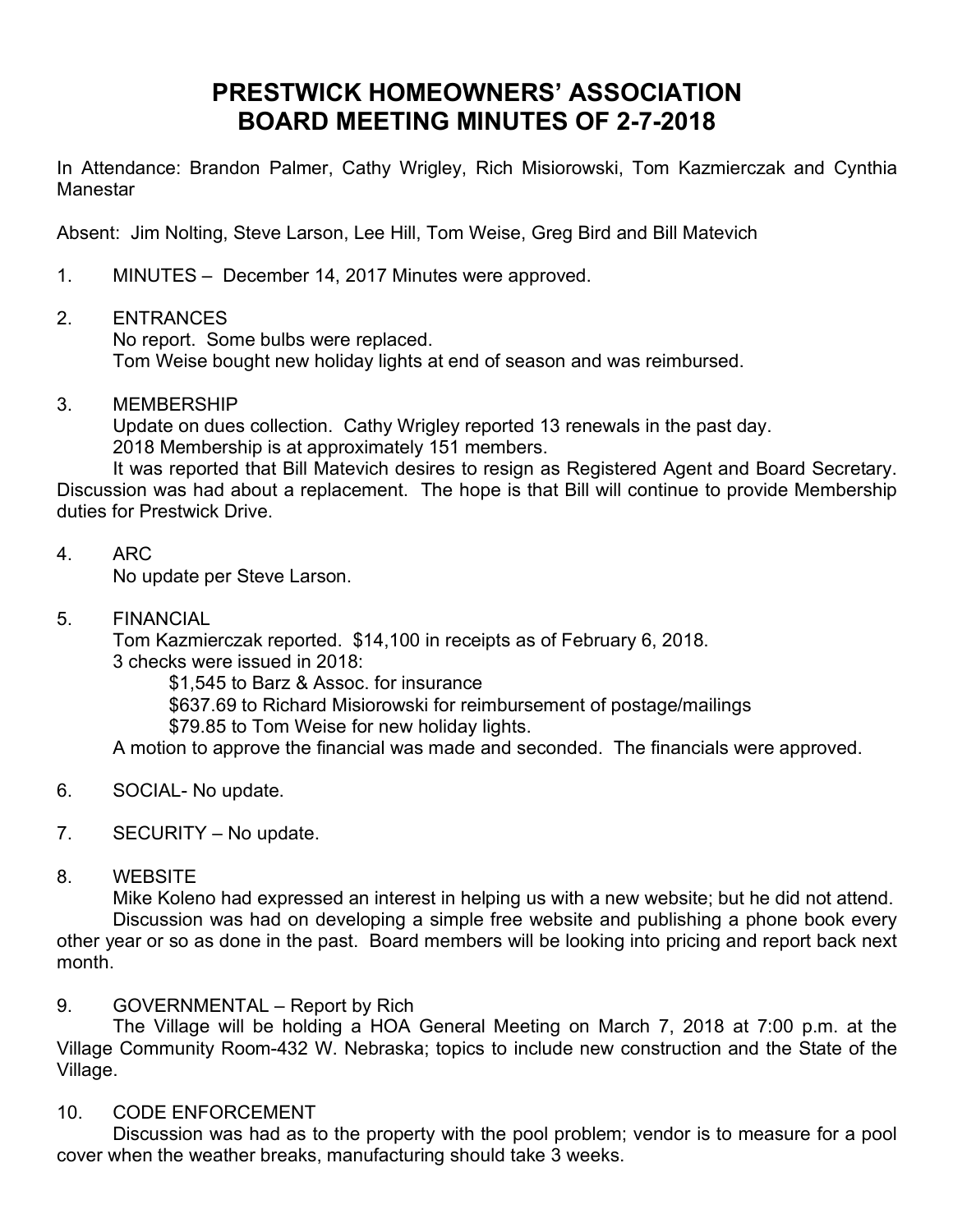# PRESTWICK HOMEOWNERS' ASSOCIATION
# BOARD MEETING MINUTES OF 2-7-2018

In Attendance: Brandon Palmer, Cathy Wrigley, Rich Misiorowski, Tom Kazmierczak and Cynthia Manestar

Absent: Jim Nolting, Steve Larson, Lee Hill, Tom Weise, Greg Bird and Bill Matevich

1. MINUTES – December 14, 2017 Minutes were approved.

2. ENTRANCES

   No report. Some bulbs were replaced.
   Tom Weise bought new holiday lights at end of season and was reimbursed.

3. MEMBERSHIP

   Update on dues collection. Cathy Wrigley reported 13 renewals in the past day.
   2018 Membership is at approximately 151 members.

   It was reported that Bill Matevich desires to resign as Registered Agent and Board Secretary. Discussion was had about a replacement. The hope is that Bill will continue to provide Membership duties for Prestwick Drive.

4. ARC

   No update per Steve Larson.

5. FINANCIAL

   Tom Kazmierczak reported. $14,100 in receipts as of February 6, 2018.
   3 checks were issued in 2018:

   - $1,545 to Barz & Assoc. for insurance
   - $637.69 to Richard Misiorowski for reimbursement of postage/mailings
   - $79.85 to Tom Weise for new holiday lights.

   A motion to approve the financial was made and seconded. The financials were approved.

6. SOCIAL- No update.

7. SECURITY – No update.

8. WEBSITE

   Mike Koleno had expressed an interest in helping us with a new website; but he did not attend.

   Discussion was had on developing a simple free website and publishing a phone book every other year or so as done in the past. Board members will be looking into pricing and report back next month.

9. GOVERNMENTAL – Report by Rich

   The Village will be holding a HOA General Meeting on March 7, 2018 at 7:00 p.m. at the Village Community Room-432 W. Nebraska; topics to include new construction and the State of the Village.

10. CODE ENFORCEMENT

    Discussion was had as to the property with the pool problem; vendor is to measure for a pool cover when the weather breaks, manufacturing should take 3 weeks.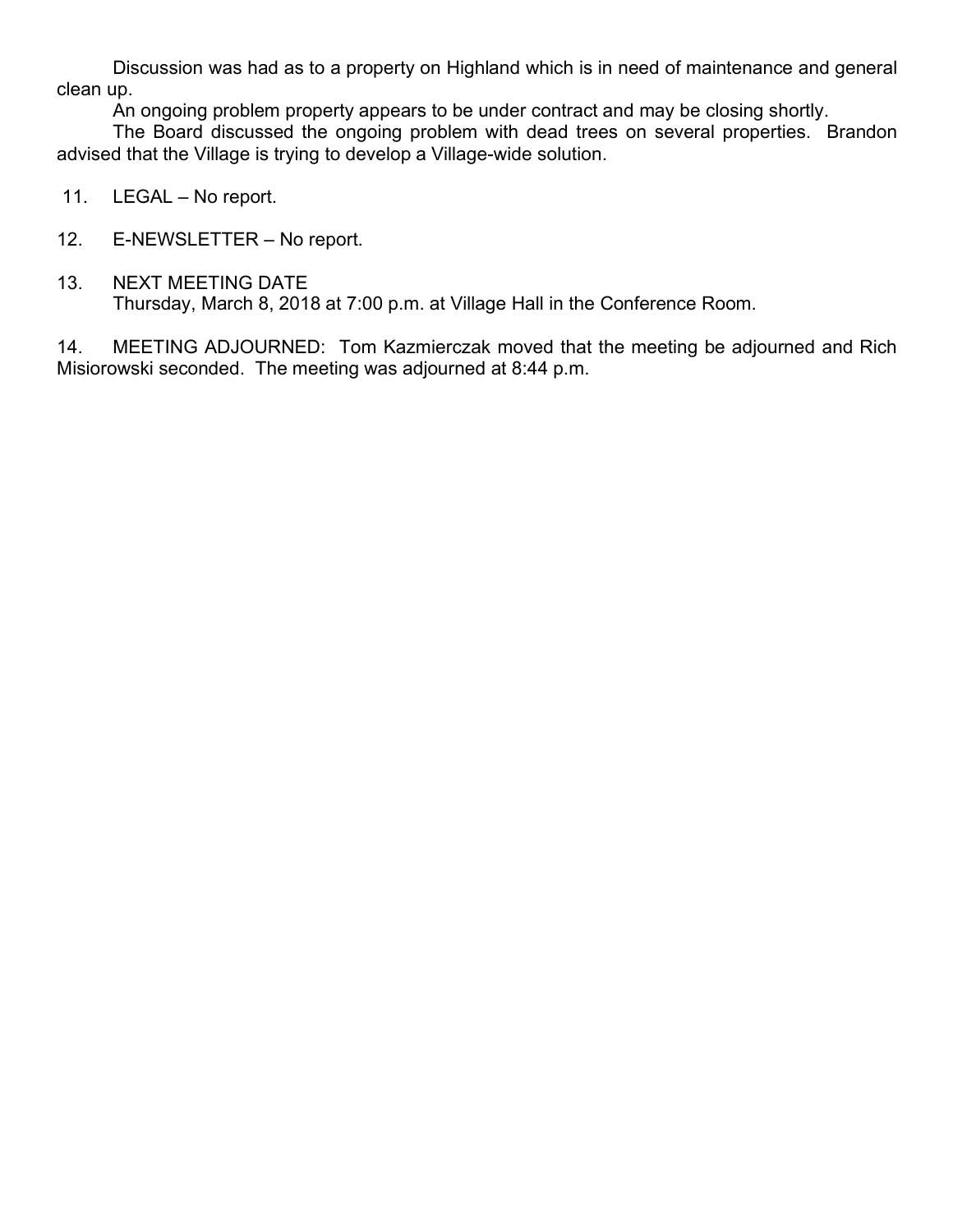Discussion was had as to a property on Highland which is in need of maintenance and general clean up.

An ongoing problem property appears to be under contract and may be closing shortly.

The Board discussed the ongoing problem with dead trees on several properties. Brandon advised that the Village is trying to develop a Village-wide solution.

11. LEGAL – No report.

12. E-NEWSLETTER – No report.

13. NEXT MEETING DATE
    Thursday, March 8, 2018 at 7:00 p.m. at Village Hall in the Conference Room.

14. MEETING ADJOURNED: Tom Kazmierczak moved that the meeting be adjourned and Rich Misiorowski seconded. The meeting was adjourned at 8:44 p.m.